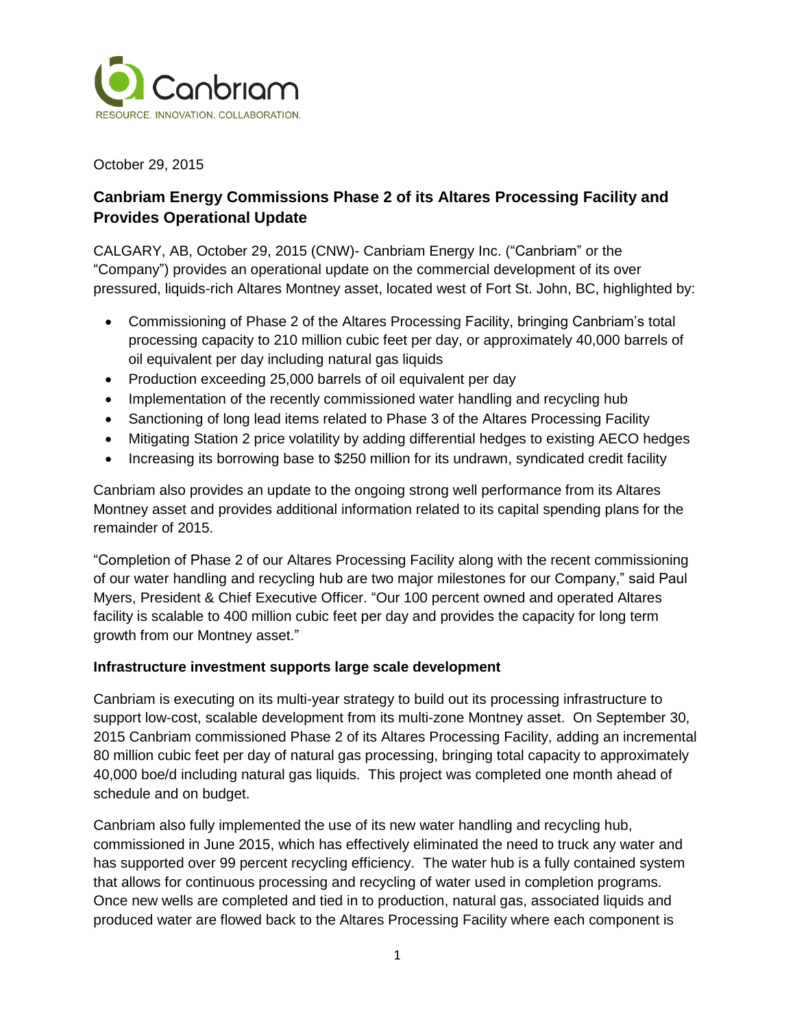Canbriam
RESOURCE. INNOVATION. COLLABORATION.

October 29, 2015

## Canbriam Energy Commissions Phase 2 of its Altares Processing Facility and Provides Operational Update

CALGARY, AB, October 29, 2015 (CNW)- Canbriam Energy Inc. ("Canbriam" or the "Company") provides an operational update on the commercial development of its over pressured, liquids-rich Altares Montney asset, located west of Fort St. John, BC, highlighted by:

- Commissioning of Phase 2 of the Altares Processing Facility, bringing Canbriam's total processing capacity to 210 million cubic feet per day, or approximately 40,000 barrels of oil equivalent per day including natural gas liquids
- Production exceeding 25,000 barrels of oil equivalent per day
- Implementation of the recently commissioned water handling and recycling hub
- Sanctioning of long lead items related to Phase 3 of the Altares Processing Facility
- Mitigating Station 2 price volatility by adding differential hedges to existing AECO hedges
- Increasing its borrowing base to $250 million for its undrawn, syndicated credit facility

Canbriam also provides an update to the ongoing strong well performance from its Altares Montney asset and provides additional information related to its capital spending plans for the remainder of 2015.

"Completion of Phase 2 of our Altares Processing Facility along with the recent commissioning of our water handling and recycling hub are two major milestones for our Company," said Paul Myers, President & Chief Executive Officer. "Our 100 percent owned and operated Altares facility is scalable to 400 million cubic feet per day and provides the capacity for long term growth from our Montney asset."

**Infrastructure investment supports large scale development**

Canbriam is executing on its multi-year strategy to build out its processing infrastructure to support low-cost, scalable development from its multi-zone Montney asset. On September 30, 2015 Canbriam commissioned Phase 2 of its Altares Processing Facility, adding an incremental 80 million cubic feet per day of natural gas processing, bringing total capacity to approximately 40,000 boe/d including natural gas liquids. This project was completed one month ahead of schedule and on budget.

Canbriam also fully implemented the use of its new water handling and recycling hub, commissioned in June 2015, which has effectively eliminated the need to truck any water and has supported over 99 percent recycling efficiency. The water hub is a fully contained system that allows for continuous processing and recycling of water used in completion programs. Once new wells are completed and tied in to production, natural gas, associated liquids and produced water are flowed back to the Altares Processing Facility where each component is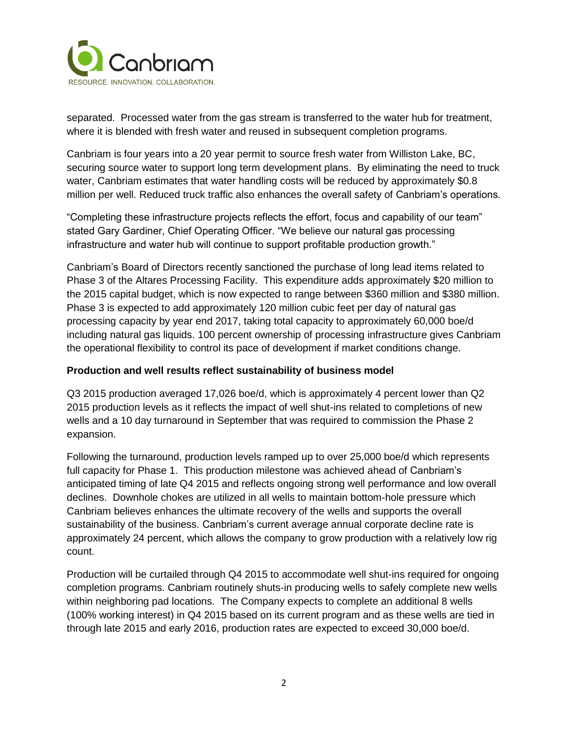separated. Processed water from the gas stream is transferred to the water hub for treatment, where it is blended with fresh water and reused in subsequent completion programs.

Canbriam is four years into a 20 year permit to source fresh water from Williston Lake, BC, securing source water to support long term development plans. By eliminating the need to truck water, Canbriam estimates that water handling costs will be reduced by approximately $0.8 million per well. Reduced truck traffic also enhances the overall safety of Canbriam's operations.

"Completing these infrastructure projects reflects the effort, focus and capability of our team" stated Gary Gardiner, Chief Operating Officer. "We believe our natural gas processing infrastructure and water hub will continue to support profitable production growth."

Canbriam's Board of Directors recently sanctioned the purchase of long lead items related to Phase 3 of the Altares Processing Facility. This expenditure adds approximately $20 million to the 2015 capital budget, which is now expected to range between $360 million and $380 million. Phase 3 is expected to add approximately 120 million cubic feet per day of natural gas processing capacity by year end 2017, taking total capacity to approximately 60,000 boe/d including natural gas liquids. 100 percent ownership of processing infrastructure gives Canbriam the operational flexibility to control its pace of development if market conditions change.

**Production and well results reflect sustainability of business model**

Q3 2015 production averaged 17,026 boe/d, which is approximately 4 percent lower than Q2 2015 production levels as it reflects the impact of well shut-ins related to completions of new wells and a 10 day turnaround in September that was required to commission the Phase 2 expansion.

Following the turnaround, production levels ramped up to over 25,000 boe/d which represents full capacity for Phase 1. This production milestone was achieved ahead of Canbriam's anticipated timing of late Q4 2015 and reflects ongoing strong well performance and low overall declines. Downhole chokes are utilized in all wells to maintain bottom-hole pressure which Canbriam believes enhances the ultimate recovery of the wells and supports the overall sustainability of the business. Canbriam's current average annual corporate decline rate is approximately 24 percent, which allows the company to grow production with a relatively low rig count.

Production will be curtailed through Q4 2015 to accommodate well shut-ins required for ongoing completion programs. Canbriam routinely shuts-in producing wells to safely complete new wells within neighboring pad locations. The Company expects to complete an additional 8 wells (100% working interest) in Q4 2015 based on its current program and as these wells are tied in through late 2015 and early 2016, production rates are expected to exceed 30,000 boe/d.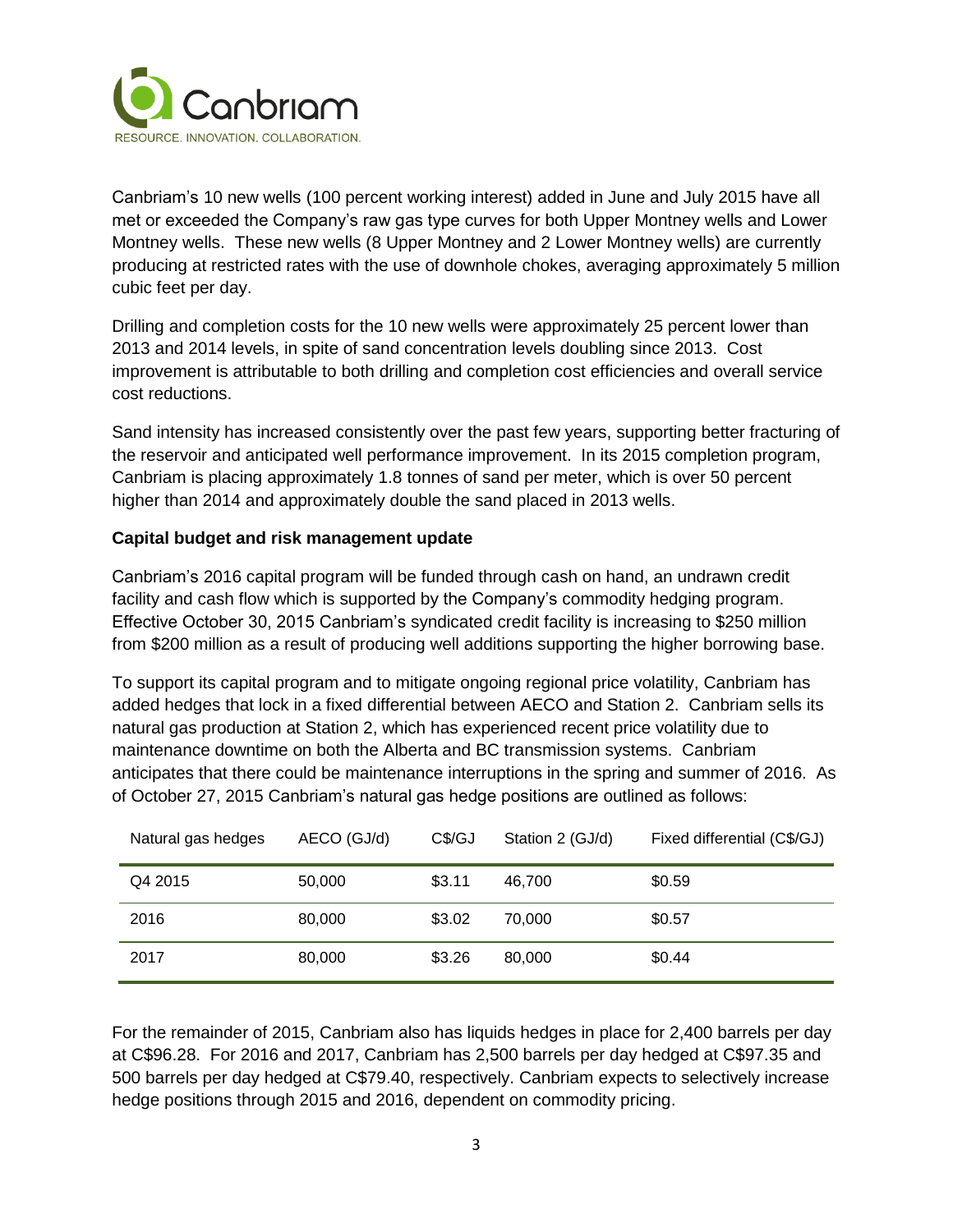Canbriam's 10 new wells (100 percent working interest) added in June and July 2015 have all met or exceeded the Company's raw gas type curves for both Upper Montney wells and Lower Montney wells. These new wells (8 Upper Montney and 2 Lower Montney wells) are currently producing at restricted rates with the use of downhole chokes, averaging approximately 5 million cubic feet per day.

Drilling and completion costs for the 10 new wells were approximately 25 percent lower than 2013 and 2014 levels, in spite of sand concentration levels doubling since 2013. Cost improvement is attributable to both drilling and completion cost efficiencies and overall service cost reductions.

Sand intensity has increased consistently over the past few years, supporting better fracturing of the reservoir and anticipated well performance improvement. In its 2015 completion program, Canbriam is placing approximately 1.8 tonnes of sand per meter, which is over 50 percent higher than 2014 and approximately double the sand placed in 2013 wells.

**Capital budget and risk management update**

Canbriam's 2016 capital program will be funded through cash on hand, an undrawn credit facility and cash flow which is supported by the Company's commodity hedging program. Effective October 30, 2015 Canbriam's syndicated credit facility is increasing to $250 million from $200 million as a result of producing well additions supporting the higher borrowing base.

To support its capital program and to mitigate ongoing regional price volatility, Canbriam has added hedges that lock in a fixed differential between AECO and Station 2. Canbriam sells its natural gas production at Station 2, which has experienced recent price volatility due to maintenance downtime on both the Alberta and BC transmission systems. Canbriam anticipates that there could be maintenance interruptions in the spring and summer of 2016. As of October 27, 2015 Canbriam's natural gas hedge positions are outlined as follows:

| Natural gas hedges | AECO (GJ/d) | C$/GJ | Station 2 (GJ/d) | Fixed differential (C$/GJ) |
|---|---|---|---|---|
| Q4 2015 | 50,000 | $3.11 | 46,700 | $0.59 |
| 2016 | 80,000 | $3.02 | 70,000 | $0.57 |
| 2017 | 80,000 | $3.26 | 80,000 | $0.44 |

For the remainder of 2015, Canbriam also has liquids hedges in place for 2,400 barrels per day at C$96.28. For 2016 and 2017, Canbriam has 2,500 barrels per day hedged at C$97.35 and 500 barrels per day hedged at C$79.40, respectively. Canbriam expects to selectively increase hedge positions through 2015 and 2016, dependent on commodity pricing.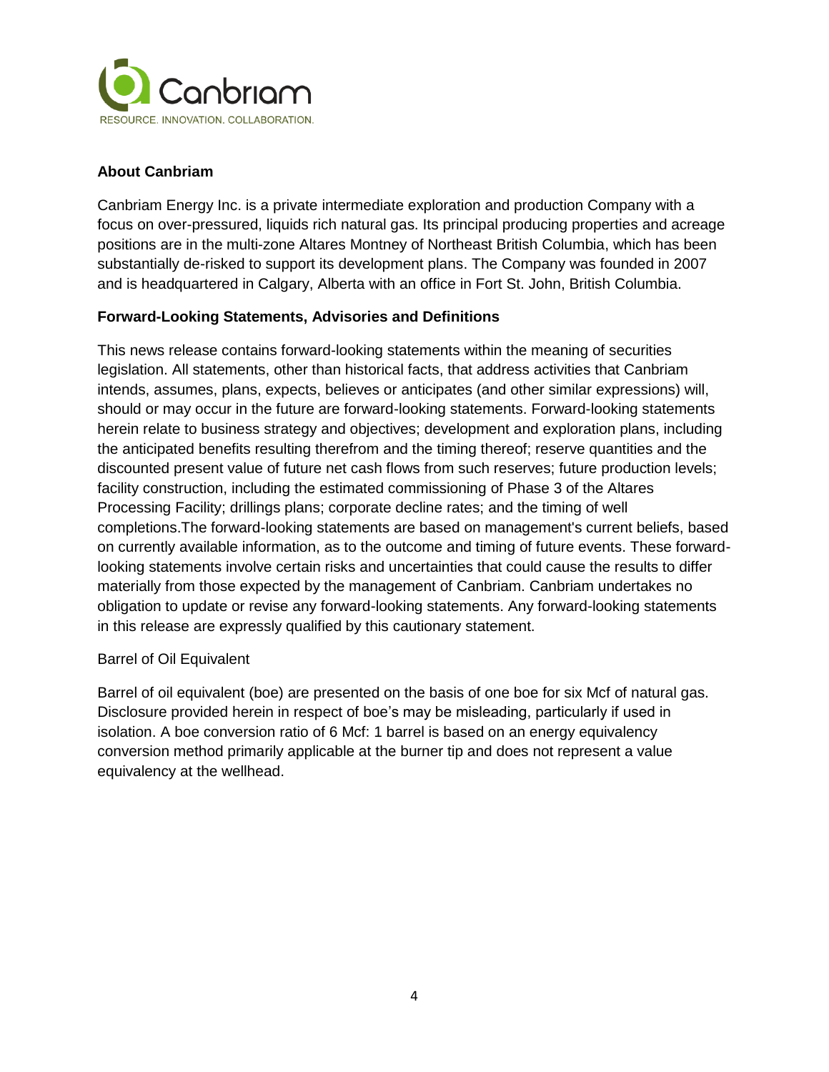Canbriam

RESOURCE. INNOVATION. COLLABORATION.

**About Canbriam**

Canbriam Energy Inc. is a private intermediate exploration and production Company with a focus on over-pressured, liquids rich natural gas. Its principal producing properties and acreage positions are in the multi-zone Altares Montney of Northeast British Columbia, which has been substantially de-risked to support its development plans. The Company was founded in 2007 and is headquartered in Calgary, Alberta with an office in Fort St. John, British Columbia.

**Forward-Looking Statements, Advisories and Definitions**

This news release contains forward-looking statements within the meaning of securities legislation. All statements, other than historical facts, that address activities that Canbriam intends, assumes, plans, expects, believes or anticipates (and other similar expressions) will, should or may occur in the future are forward-looking statements. Forward-looking statements herein relate to business strategy and objectives; development and exploration plans, including the anticipated benefits resulting therefrom and the timing thereof; reserve quantities and the discounted present value of future net cash flows from such reserves; future production levels; facility construction, including the estimated commissioning of Phase 3 of the Altares Processing Facility; drillings plans; corporate decline rates; and the timing of well completions.The forward-looking statements are based on management's current beliefs, based on currently available information, as to the outcome and timing of future events. These forward-looking statements involve certain risks and uncertainties that could cause the results to differ materially from those expected by the management of Canbriam. Canbriam undertakes no obligation to update or revise any forward-looking statements. Any forward-looking statements in this release are expressly qualified by this cautionary statement.

Barrel of Oil Equivalent

Barrel of oil equivalent (boe) are presented on the basis of one boe for six Mcf of natural gas. Disclosure provided herein in respect of boe's may be misleading, particularly if used in isolation. A boe conversion ratio of 6 Mcf: 1 barrel is based on an energy equivalency conversion method primarily applicable at the burner tip and does not represent a value equivalency at the wellhead.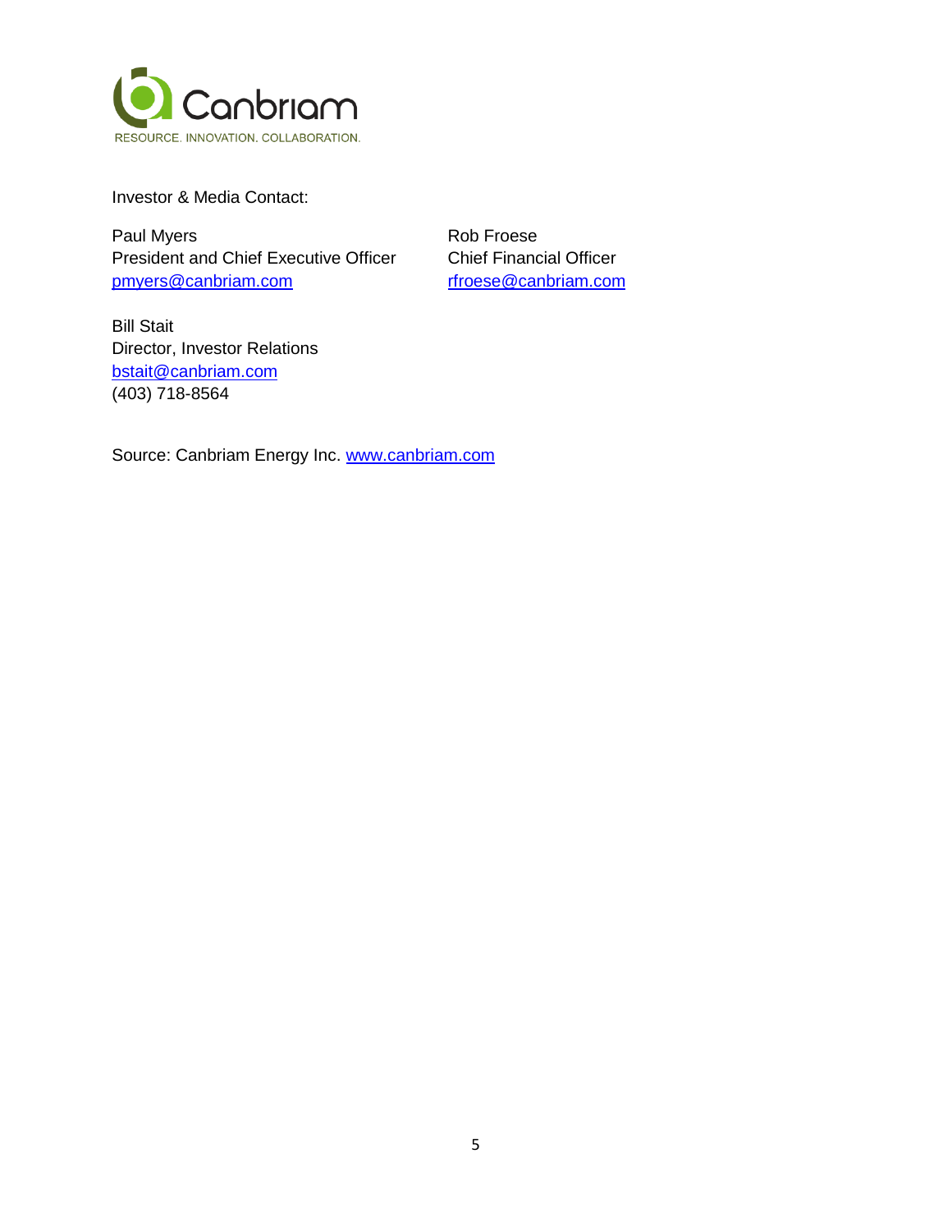Canbriam

RESOURCE. INNOVATION. COLLABORATION.

Investor & Media Contact:

Paul Myers
President and Chief Executive Officer
pmyers@canbriam.com

Rob Froese
Chief Financial Officer
rfroese@canbriam.com

Bill Stait
Director, Investor Relations
bstait@canbriam.com
(403) 718-8564

Source: Canbriam Energy Inc. www.canbriam.com